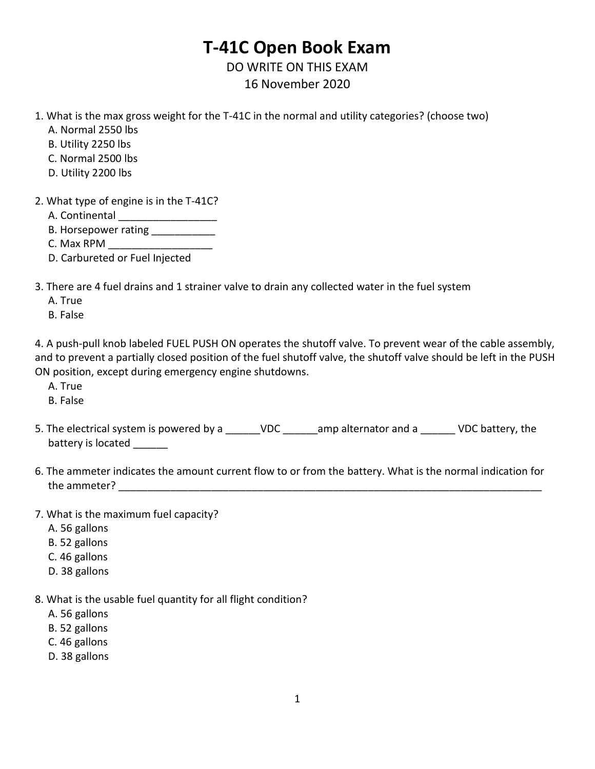# T-41C Open Book Exam

DO WRITE ON THIS EXAM

16 November 2020

1. What is the max gross weight for the T-41C in the normal and utility categories? (choose two)
   A. Normal 2550 lbs
   B. Utility 2250 lbs
   C. Normal 2500 lbs
   D. Utility 2200 lbs

2. What type of engine is in the T-41C?
   A. Continental _________________
   B. Horsepower rating ___________
   C. Max RPM __________________
   D. Carbureted or Fuel Injected

3. There are 4 fuel drains and 1 strainer valve to drain any collected water in the fuel system
   A. True
   B. False

4. A push-pull knob labeled FUEL PUSH ON operates the shutoff valve. To prevent wear of the cable assembly, and to prevent a partially closed position of the fuel shutoff valve, the shutoff valve should be left in the PUSH ON position, except during emergency engine shutdowns.
   A. True
   B. False

5. The electrical system is powered by a ______VDC ______amp alternator and a ______ VDC battery, the battery is located ______

6. The ammeter indicates the amount current flow to or from the battery. What is the normal indication for the ammeter? ______________________________________________________________________________

7. What is the maximum fuel capacity?
   A. 56 gallons
   B. 52 gallons
   C. 46 gallons
   D. 38 gallons

8. What is the usable fuel quantity for all flight condition?
   A. 56 gallons
   B. 52 gallons
   C. 46 gallons
   D. 38 gallons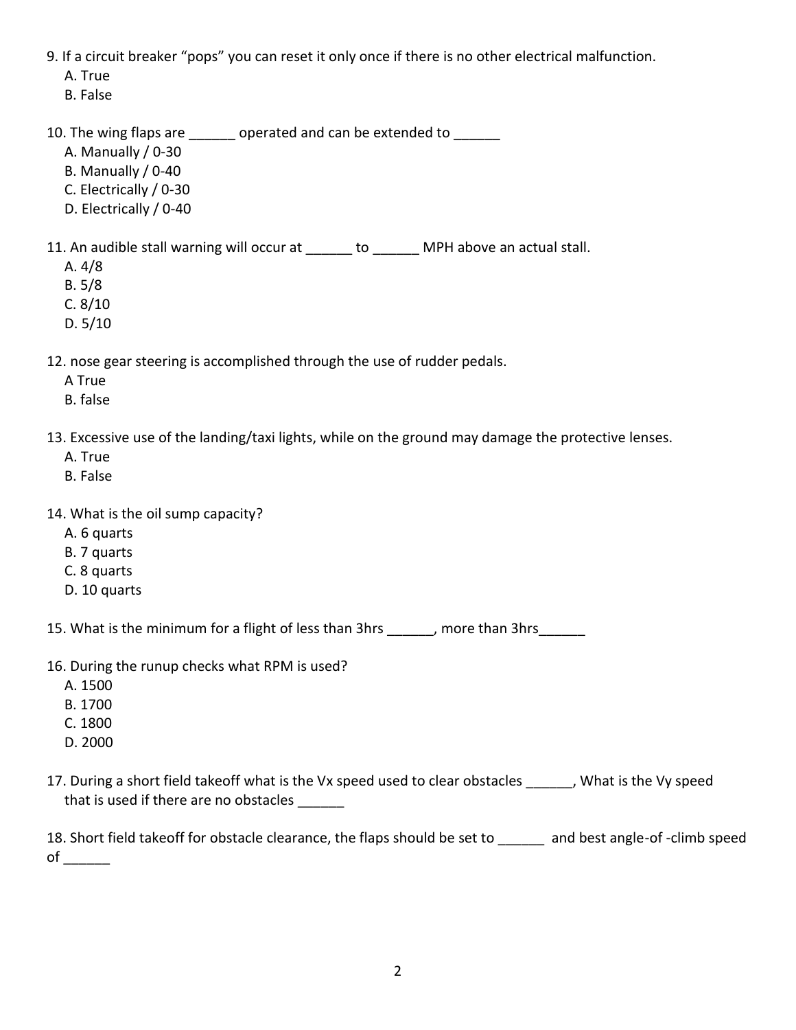9. If a circuit breaker "pops" you can reset it only once if there is no other electrical malfunction.
   A. True
   B. False

10. The wing flaps are ______ operated and can be extended to ______
   A. Manually / 0-30
   B. Manually / 0-40
   C. Electrically / 0-30
   D. Electrically / 0-40

11. An audible stall warning will occur at ______ to ______ MPH above an actual stall.
   A. 4/8
   B. 5/8
   C. 8/10
   D. 5/10

12. nose gear steering is accomplished through the use of rudder pedals.
   A True
   B. false

13. Excessive use of the landing/taxi lights, while on the ground may damage the protective lenses.
   A. True
   B. False

14. What is the oil sump capacity?
   A. 6 quarts
   B. 7 quarts
   C. 8 quarts
   D. 10 quarts

15. What is the minimum for a flight of less than 3hrs ______, more than 3hrs______

16. During the runup checks what RPM is used?
   A. 1500
   B. 1700
   C. 1800
   D. 2000

17. During a short field takeoff what is the Vx speed used to clear obstacles ______, What is the Vy speed that is used if there are no obstacles ______

18. Short field takeoff for obstacle clearance, the flaps should be set to ______ and best angle-of -climb speed of ______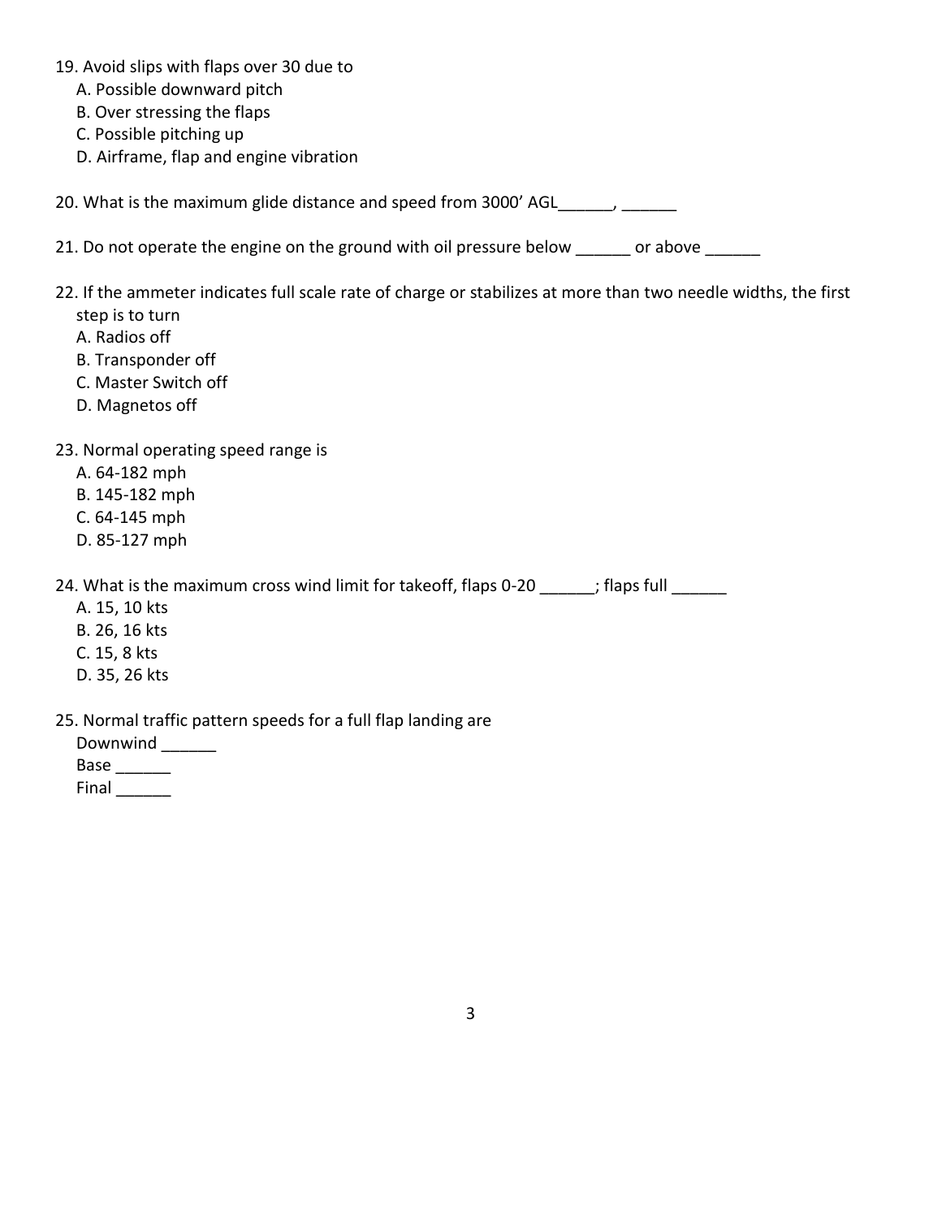19. Avoid slips with flaps over 30 due to
    A. Possible downward pitch
    B. Over stressing the flaps
    C. Possible pitching up
    D. Airframe, flap and engine vibration

20. What is the maximum glide distance and speed from 3000' AGL______, ______

21. Do not operate the engine on the ground with oil pressure below ______ or above ______

22. If the ammeter indicates full scale rate of charge or stabilizes at more than two needle widths, the first step is to turn
    A. Radios off
    B. Transponder off
    C. Master Switch off
    D. Magnetos off

23. Normal operating speed range is
    A. 64-182 mph
    B. 145-182 mph
    C. 64-145 mph
    D. 85-127 mph

24. What is the maximum cross wind limit for takeoff, flaps 0-20 ______; flaps full ______
    A. 15, 10 kts
    B. 26, 16 kts
    C. 15, 8 kts
    D. 35, 26 kts

25. Normal traffic pattern speeds for a full flap landing are
    Downwind ______
    Base ______
    Final ______